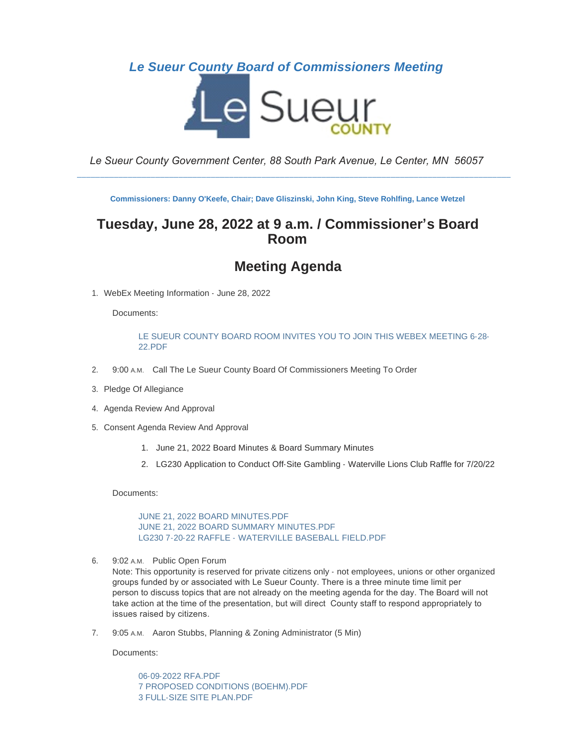*Le Sueur County Board of Commissioners Meeting*

*Le Sueur County Government Center, 88 South Park Avenue, Le Center, MN 56057*

---

**Commissioners: Danny O'Keefe, Chair; Dave Gliszinski, John King, Steve Rohlfing, Lance Wetzel**

# Tuesday, June 28, 2022 at 9 a.m. / Commissioner's Board Room

# Meeting Agenda

1. WebEx Meeting Information - June 28, 2022

   Documents:

   LE SUEUR COUNTY BOARD ROOM INVITES YOU TO JOIN THIS WEBEX MEETING 6-28-22.PDF

2. 9:00 A.M. Call The Le Sueur County Board Of Commissioners Meeting To Order

3. Pledge Of Allegiance

4. Agenda Review And Approval

5. Consent Agenda Review And Approval

   1. June 21, 2022 Board Minutes & Board Summary Minutes
   2. LG230 Application to Conduct Off-Site Gambling - Waterville Lions Club Raffle for 7/20/22

   Documents:

   JUNE 21, 2022 BOARD MINUTES.PDF
   JUNE 21, 2022 BOARD SUMMARY MINUTES.PDF
   LG230 7-20-22 RAFFLE - WATERVILLE BASEBALL FIELD.PDF

6. 9:02 A.M. Public Open Forum
   Note: This opportunity is reserved for private citizens only - not employees, unions or other organized groups funded by or associated with Le Sueur County. There is a three minute time limit per person to discuss topics that are not already on the meeting agenda for the day. The Board will not take action at the time of the presentation, but will direct County staff to respond appropriately to issues raised by citizens.

7. 9:05 A.M. Aaron Stubbs, Planning & Zoning Administrator (5 Min)

   Documents:

   06-09-2022 RFA.PDF
   7 PROPOSED CONDITIONS (BOEHM).PDF
   3 FULL-SIZE SITE PLAN.PDF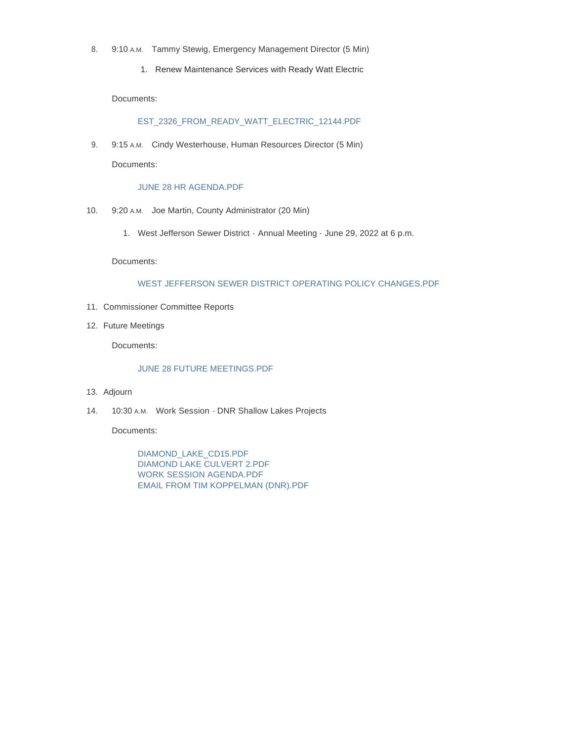8. 9:10 A.M. Tammy Stewig, Emergency Management Director (5 Min)

    1. Renew Maintenance Services with Ready Watt Electric

    Documents:

    EST_2326_FROM_READY_WATT_ELECTRIC_12144.PDF

9. 9:15 A.M. Cindy Westerhouse, Human Resources Director (5 Min)

    Documents:

    JUNE 28 HR AGENDA.PDF

10. 9:20 A.M. Joe Martin, County Administrator (20 Min)

    1. West Jefferson Sewer District - Annual Meeting - June 29, 2022 at 6 p.m.

    Documents:

    WEST JEFFERSON SEWER DISTRICT OPERATING POLICY CHANGES.PDF

11. Commissioner Committee Reports

12. Future Meetings

    Documents:

    JUNE 28 FUTURE MEETINGS.PDF

13. Adjourn

14. 10:30 A.M. Work Session - DNR Shallow Lakes Projects

    Documents:

    DIAMOND_LAKE_CD15.PDF
    DIAMOND LAKE CULVERT 2.PDF
    WORK SESSION AGENDA.PDF
    EMAIL FROM TIM KOPPELMAN (DNR).PDF